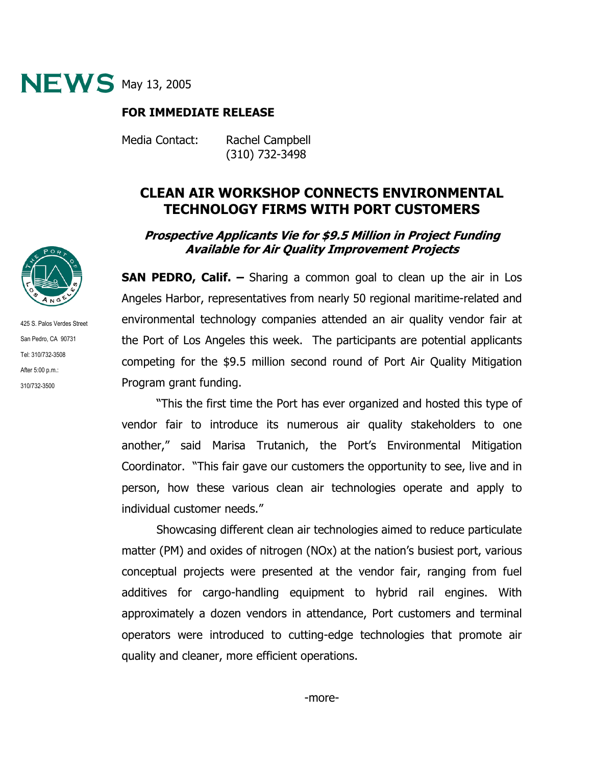**NEWS** May 13, 2005

**FOR IMMEDIATE RELEASE**

Media Contact: Rachel Campbell
(310) 732-3498

425 S. Palos Verdes Street
San Pedro, CA 90731
Tel: 310/732-3508
After 5:00 p.m.:
310/732-3500

# CLEAN AIR WORKSHOP CONNECTS ENVIRONMENTAL TECHNOLOGY FIRMS WITH PORT CUSTOMERS

### *Prospective Applicants Vie for $9.5 Million in Project Funding Available for Air Quality Improvement Projects*

**SAN PEDRO, Calif. –** Sharing a common goal to clean up the air in Los Angeles Harbor, representatives from nearly 50 regional maritime-related and environmental technology companies attended an air quality vendor fair at the Port of Los Angeles this week. The participants are potential applicants competing for the $9.5 million second round of Port Air Quality Mitigation Program grant funding.

"This the first time the Port has ever organized and hosted this type of vendor fair to introduce its numerous air quality stakeholders to one another," said Marisa Trutanich, the Port's Environmental Mitigation Coordinator. "This fair gave our customers the opportunity to see, live and in person, how these various clean air technologies operate and apply to individual customer needs."

Showcasing different clean air technologies aimed to reduce particulate matter (PM) and oxides of nitrogen (NOx) at the nation's busiest port, various conceptual projects were presented at the vendor fair, ranging from fuel additives for cargo-handling equipment to hybrid rail engines. With approximately a dozen vendors in attendance, Port customers and terminal operators were introduced to cutting-edge technologies that promote air quality and cleaner, more efficient operations.

-more-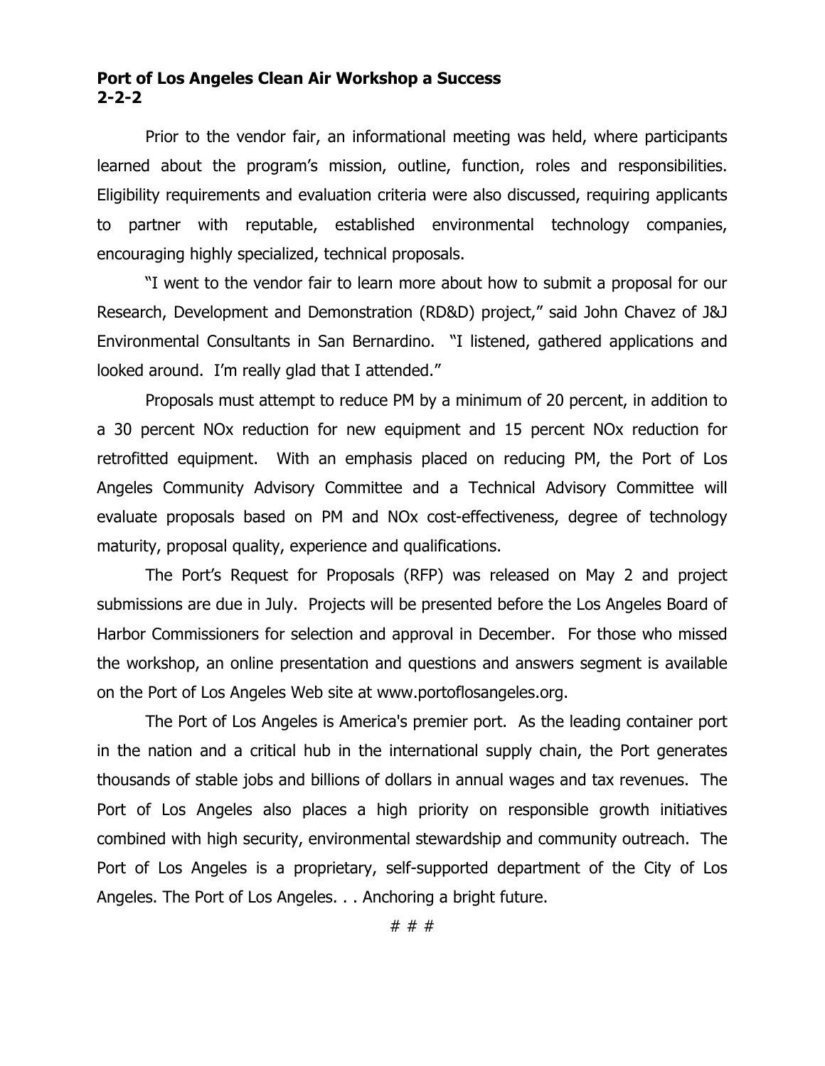Prior to the vendor fair, an informational meeting was held, where participants learned about the program's mission, outline, function, roles and responsibilities. Eligibility requirements and evaluation criteria were also discussed, requiring applicants to partner with reputable, established environmental technology companies, encouraging highly specialized, technical proposals.

"I went to the vendor fair to learn more about how to submit a proposal for our Research, Development and Demonstration (RD&D) project," said John Chavez of J&J Environmental Consultants in San Bernardino. "I listened, gathered applications and looked around. I'm really glad that I attended."

Proposals must attempt to reduce PM by a minimum of 20 percent, in addition to a 30 percent NOx reduction for new equipment and 15 percent NOx reduction for retrofitted equipment. With an emphasis placed on reducing PM, the Port of Los Angeles Community Advisory Committee and a Technical Advisory Committee will evaluate proposals based on PM and NOx cost-effectiveness, degree of technology maturity, proposal quality, experience and qualifications.

The Port's Request for Proposals (RFP) was released on May 2 and project submissions are due in July. Projects will be presented before the Los Angeles Board of Harbor Commissioners for selection and approval in December. For those who missed the workshop, an online presentation and questions and answers segment is available on the Port of Los Angeles Web site at www.portoflosangeles.org.

The Port of Los Angeles is America's premier port. As the leading container port in the nation and a critical hub in the international supply chain, the Port generates thousands of stable jobs and billions of dollars in annual wages and tax revenues. The Port of Los Angeles also places a high priority on responsible growth initiatives combined with high security, environmental stewardship and community outreach. The Port of Los Angeles is a proprietary, self-supported department of the City of Los Angeles. The Port of Los Angeles. . . Anchoring a bright future.

# # #